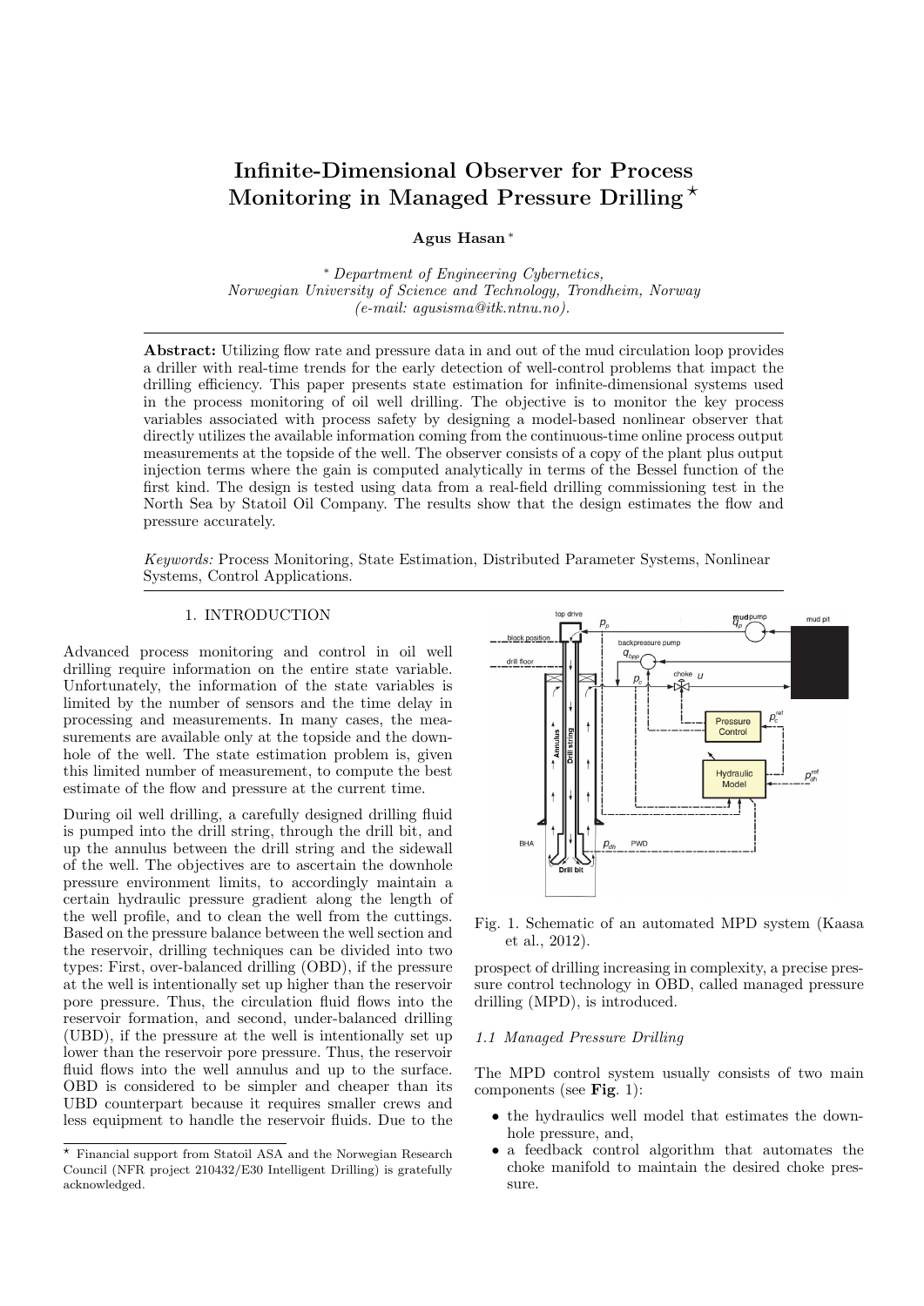# Infinite-Dimensional Observer for Process Monitoring in Managed Pressure Drilling ⋆

**Agus Hasan** [*]

[*] *Department of Engineering Cybernetics, Norwegian University of Science and Technology, Trondheim, Norway (e-mail: agusisma@itk.ntnu.no).*

**Abstract:** Utilizing flow rate and pressure data in and out of the mud circulation loop provides a driller with real-time trends for the early detection of well-control problems that impact the drilling efficiency. This paper presents state estimation for infinite-dimensional systems used in the process monitoring of oil well drilling. The objective is to monitor the key process variables associated with process safety by designing a model-based nonlinear observer that directly utilizes the available information coming from the continuous-time online process output measurements at the topside of the well. The observer consists of a copy of the plant plus output injection terms where the gain is computed analytically in terms of the Bessel function of the first kind. The design is tested using data from a real-field drilling commissioning test in the North Sea by Statoil Oil Company. The results show that the design estimates the flow and pressure accurately.

*Keywords:* Process Monitoring, State Estimation, Distributed Parameter Systems, Nonlinear Systems, Control Applications.

## 1. INTRODUCTION

Advanced process monitoring and control in oil well drilling require information on the entire state variable. Unfortunately, the information of the state variables is limited by the number of sensors and the time delay in processing and measurements. In many cases, the measurements are available only at the topside and the downhole of the well. The state estimation problem is, given this limited number of measurement, to compute the best estimate of the flow and pressure at the current time.

During oil well drilling, a carefully designed drilling fluid is pumped into the drill string, through the drill bit, and up the annulus between the drill string and the sidewall of the well. The objectives are to ascertain the downhole pressure environment limits, to accordingly maintain a certain hydraulic pressure gradient along the length of the well profile, and to clean the well from the cuttings. Based on the pressure balance between the well section and the reservoir, drilling techniques can be divided into two types: First, over-balanced drilling (OBD), if the pressure at the well is intentionally set up higher than the reservoir pore pressure. Thus, the circulation fluid flows into the reservoir formation, and second, under-balanced drilling (UBD), if the pressure at the well is intentionally set up lower than the reservoir pore pressure. Thus, the reservoir fluid flows into the well annulus and up to the surface. OBD is considered to be simpler and cheaper than its UBD counterpart because it requires smaller crews and less equipment to handle the reservoir fluids. Due to the prospect of drilling increasing in complexity, a precise pressure control technology in OBD, called managed pressure drilling (MPD), is introduced.

top drive
$p_p$
mud pump
$q_p$
mud pit
block position
drill floor
backpressure pump
$q_{bpp}$
$p_c$
choke
$u$
Annulus
Drill string
Pressure Control
$p_c^{ref}$
Hydraulic Model
$p_{dh}^{ref}$
BHA
$p_{dh}$
PWD
Drill bit

Fig. 1. Schematic of an automated MPD system (Kaasa et al., 2012).

### 1.1 Managed Pressure Drilling

The MPD control system usually consists of two main components (see **Fig.** 1):

- the hydraulics well model that estimates the downhole pressure, and,
- a feedback control algorithm that automates the choke manifold to maintain the desired choke pressure.

⋆ Financial support from Statoil ASA and the Norwegian Research Council (NFR project 210432/E30 Intelligent Drilling) is gratefully acknowledged.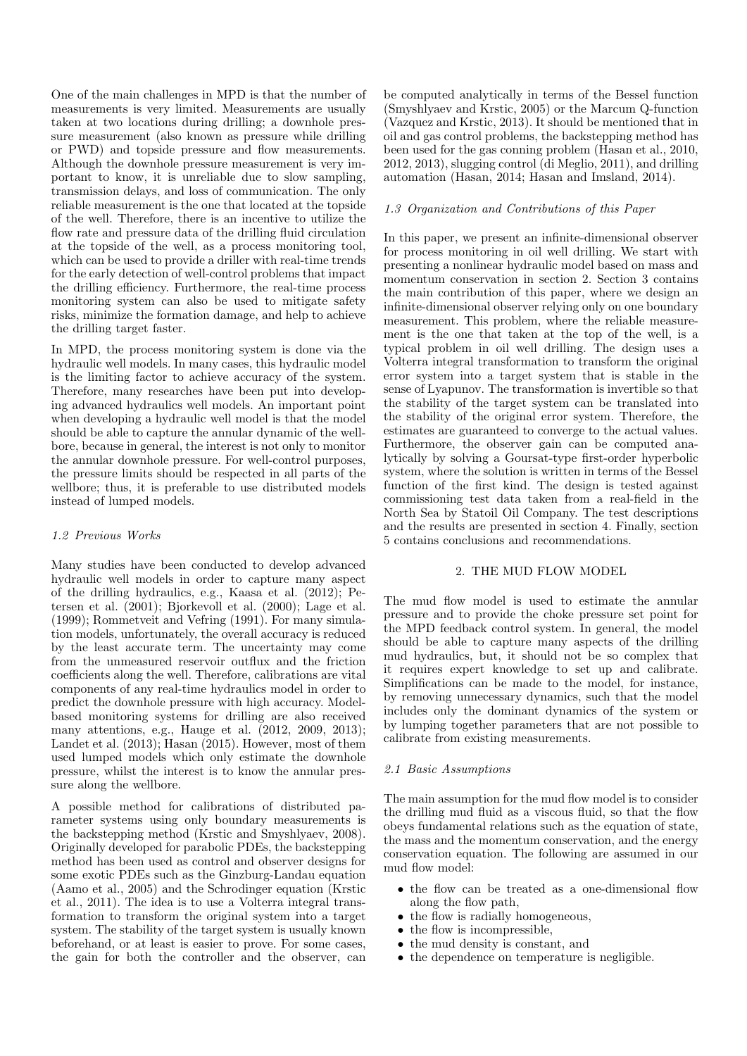One of the main challenges in MPD is that the number of measurements is very limited. Measurements are usually taken at two locations during drilling; a downhole pressure measurement (also known as pressure while drilling or PWD) and topside pressure and flow measurements. Although the downhole pressure measurement is very important to know, it is unreliable due to slow sampling, transmission delays, and loss of communication. The only reliable measurement is the one that located at the topside of the well. Therefore, there is an incentive to utilize the flow rate and pressure data of the drilling fluid circulation at the topside of the well, as a process monitoring tool, which can be used to provide a driller with real-time trends for the early detection of well-control problems that impact the drilling efficiency. Furthermore, the real-time process monitoring system can also be used to mitigate safety risks, minimize the formation damage, and help to achieve the drilling target faster.

In MPD, the process monitoring system is done via the hydraulic well models. In many cases, this hydraulic model is the limiting factor to achieve accuracy of the system. Therefore, many researches have been put into developing advanced hydraulics well models. An important point when developing a hydraulic well model is that the model should be able to capture the annular dynamic of the wellbore, because in general, the interest is not only to monitor the annular downhole pressure. For well-control purposes, the pressure limits should be respected in all parts of the wellbore; thus, it is preferable to use distributed models instead of lumped models.

### *1.2 Previous Works*

Many studies have been conducted to develop advanced hydraulic well models in order to capture many aspect of the drilling hydraulics, e.g., Kaasa et al. (2012); Petersen et al. (2001); Bjorkevoll et al. (2000); Lage et al. (1999); Rommetveit and Vefring (1991). For many simulation models, unfortunately, the overall accuracy is reduced by the least accurate term. The uncertainty may come from the unmeasured reservoir outflux and the friction coefficients along the well. Therefore, calibrations are vital components of any real-time hydraulics model in order to predict the downhole pressure with high accuracy. Model-based monitoring systems for drilling are also received many attentions, e.g., Hauge et al. (2012, 2009, 2013); Landet et al. (2013); Hasan (2015). However, most of them used lumped models which only estimate the downhole pressure, whilst the interest is to know the annular pressure along the wellbore.

A possible method for calibrations of distributed parameter systems using only boundary measurements is the backstepping method (Krstic and Smyshlyaev, 2008). Originally developed for parabolic PDEs, the backstepping method has been used as control and observer designs for some exotic PDEs such as the Ginzburg-Landau equation (Aamo et al., 2005) and the Schrodinger equation (Krstic et al., 2011). The idea is to use a Volterra integral transformation to transform the original system into a target system. The stability of the target system is usually known beforehand, or at least is easier to prove. For some cases, the gain for both the controller and the observer, can be computed analytically in terms of the Bessel function (Smyshlyaev and Krstic, 2005) or the Marcum Q-function (Vazquez and Krstic, 2013). It should be mentioned that in oil and gas control problems, the backstepping method has been used for the gas conning problem (Hasan et al., 2010, 2012, 2013), slugging control (di Meglio, 2011), and drilling automation (Hasan, 2014; Hasan and Imsland, 2014).

### *1.3 Organization and Contributions of this Paper*

In this paper, we present an infinite-dimensional observer for process monitoring in oil well drilling. We start with presenting a nonlinear hydraulic model based on mass and momentum conservation in section 2. Section 3 contains the main contribution of this paper, where we design an infinite-dimensional observer relying only on one boundary measurement. This problem, where the reliable measurement is the one that taken at the top of the well, is a typical problem in oil well drilling. The design uses a Volterra integral transformation to transform the original error system into a target system that is stable in the sense of Lyapunov. The transformation is invertible so that the stability of the target system can be translated into the stability of the original error system. Therefore, the estimates are guaranteed to converge to the actual values. Furthermore, the observer gain can be computed analytically by solving a Goursat-type first-order hyperbolic system, where the solution is written in terms of the Bessel function of the first kind. The design is tested against commissioning test data taken from a real-field in the North Sea by Statoil Oil Company. The test descriptions and the results are presented in section 4. Finally, section 5 contains conclusions and recommendations.

## 2. THE MUD FLOW MODEL

The mud flow model is used to estimate the annular pressure and to provide the choke pressure set point for the MPD feedback control system. In general, the model should be able to capture many aspects of the drilling mud hydraulics, but, it should not be so complex that it requires expert knowledge to set up and calibrate. Simplifications can be made to the model, for instance, by removing unnecessary dynamics, such that the model includes only the dominant dynamics of the system or by lumping together parameters that are not possible to calibrate from existing measurements.

### *2.1 Basic Assumptions*

The main assumption for the mud flow model is to consider the drilling mud fluid as a viscous fluid, so that the flow obeys fundamental relations such as the equation of state, the mass and the momentum conservation, and the energy conservation equation. The following are assumed in our mud flow model:

- the flow can be treated as a one-dimensional flow along the flow path,
- the flow is radially homogeneous,
- the flow is incompressible,
- the mud density is constant, and
- the dependence on temperature is negligible.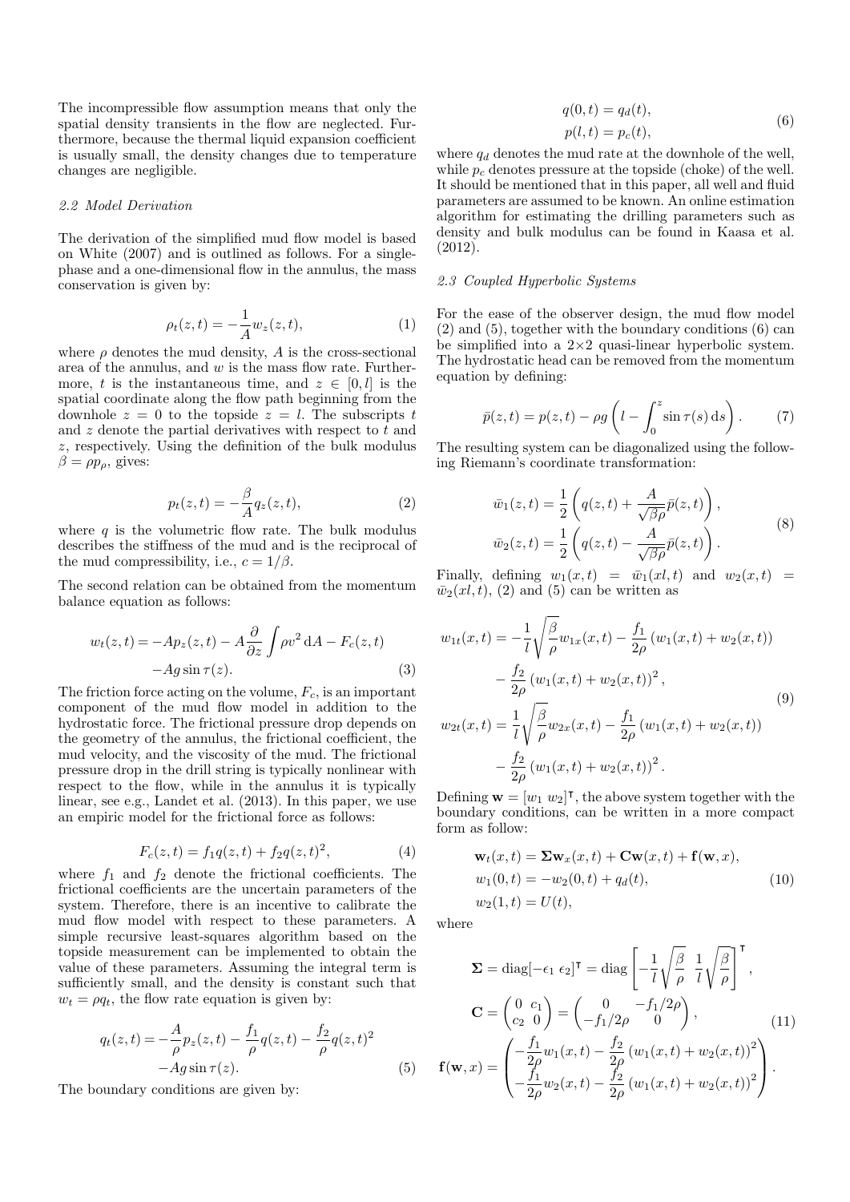The incompressible flow assumption means that only the spatial density transients in the flow are neglected. Furthermore, because the thermal liquid expansion coefficient is usually small, the density changes due to temperature changes are negligible.

### 2.2 Model Derivation

The derivation of the simplified mud flow model is based on White (2007) and is outlined as follows. For a single-phase and a one-dimensional flow in the annulus, the mass conservation is given by:

$$\rho_t(z,t) = -\frac{1}{A} w_z(z,t), \tag{1}$$

where $\rho$ denotes the mud density, $A$ is the cross-sectional area of the annulus, and $w$ is the mass flow rate. Furthermore, $t$ is the instantaneous time, and $z \in [0,l]$ is the spatial coordinate along the flow path beginning from the downhole $z = 0$ to the topside $z = l$. The subscripts $t$ and $z$ denote the partial derivatives with respect to $t$ and $z$, respectively. Using the definition of the bulk modulus $\beta = \rho p_\rho$, gives:

$$p_t(z,t) = -\frac{\beta}{A} q_z(z,t), \tag{2}$$

where $q$ is the volumetric flow rate. The bulk modulus describes the stiffness of the mud and is the reciprocal of the mud compressibility, i.e., $c = 1/\beta$.

The second relation can be obtained from the momentum balance equation as follows:

$$w_t(z,t) = -A p_z(z,t) - A\frac{\partial}{\partial z}\int \rho v^2 \, \mathrm{d}A - F_c(z,t) - Ag\sin\tau(z). \tag{3}$$

The friction force acting on the volume, $F_c$, is an important component of the mud flow model in addition to the hydrostatic force. The frictional pressure drop depends on the geometry of the annulus, the frictional coefficient, the mud velocity, and the viscosity of the mud. The frictional pressure drop in the drill string is typically nonlinear with respect to the flow, while in the annulus it is typically linear, see e.g., Landet et al. (2013). In this paper, we use an empiric model for the frictional force as follows:

$$F_c(z,t) = f_1 q(z,t) + f_2 q(z,t)^2, \tag{4}$$

where $f_1$ and $f_2$ denote the frictional coefficients. The frictional coefficients are the uncertain parameters of the system. Therefore, there is an incentive to calibrate the mud flow model with respect to these parameters. A simple recursive least-squares algorithm based on the topside measurement can be implemented to obtain the value of these parameters. Assuming the integral term is sufficiently small, and the density is constant such that $w_t = \rho q_t$, the flow rate equation is given by:

$$q_t(z,t) = -\frac{A}{\rho} p_z(z,t) - \frac{f_1}{\rho} q(z,t) - \frac{f_2}{\rho} q(z,t)^2 - Ag\sin\tau(z). \tag{5}$$

The boundary conditions are given by:

$$\begin{aligned} q(0,t) &= q_d(t), \\ p(l,t) &= p_c(t), \end{aligned} \tag{6}$$

where $q_d$ denotes the mud rate at the downhole of the well, while $p_c$ denotes pressure at the topside (choke) of the well. It should be mentioned that in this paper, all well and fluid parameters are assumed to be known. An online estimation algorithm for estimating the drilling parameters such as density and bulk modulus can be found in Kaasa et al. (2012).

### 2.3 Coupled Hyperbolic Systems

For the ease of the observer design, the mud flow model (2) and (5), together with the boundary conditions (6) can be simplified into a 2×2 quasi-linear hyperbolic system. The hydrostatic head can be removed from the momentum equation by defining:

$$\bar{p}(z,t) = p(z,t) - \rho g\left(l - \int_0^z \sin\tau(s)\,\mathrm{d}s\right). \tag{7}$$

The resulting system can be diagonalized using the following Riemann's coordinate transformation:

$$\begin{aligned} \bar{w}_1(z,t) &= \frac{1}{2}\left(q(z,t) + \frac{A}{\sqrt{\beta\rho}}\bar{p}(z,t)\right), \\ \bar{w}_2(z,t) &= \frac{1}{2}\left(q(z,t) - \frac{A}{\sqrt{\beta\rho}}\bar{p}(z,t)\right). \end{aligned} \tag{8}$$

Finally, defining $w_1(x,t) = \bar{w}_1(xl,t)$ and $w_2(x,t) = \bar{w}_2(xl,t)$, (2) and (5) can be written as

$$\begin{aligned} w_{1t}(x,t) &= -\frac{1}{l}\sqrt{\frac{\beta}{\rho}} w_{1x}(x,t) - \frac{f_1}{2\rho}\left(w_1(x,t) + w_2(x,t)\right) \\ &\quad - \frac{f_2}{2\rho}\left(w_1(x,t) + w_2(x,t)\right)^2, \\ w_{2t}(x,t) &= \frac{1}{l}\sqrt{\frac{\beta}{\rho}} w_{2x}(x,t) - \frac{f_1}{2\rho}\left(w_1(x,t) + w_2(x,t)\right) \\ &\quad - \frac{f_2}{2\rho}\left(w_1(x,t) + w_2(x,t)\right)^2. \end{aligned} \tag{9}$$

Defining $\mathbf{w} = [w_1 \; w_2]^\intercal$, the above system together with the boundary conditions, can be written in a more compact form as follow:

$$\begin{aligned} \mathbf{w}_t(x,t) &= \mathbf{\Sigma}\mathbf{w}_x(x,t) + \mathbf{C}\mathbf{w}(x,t) + \mathbf{f}(\mathbf{w},x), \\ w_1(0,t) &= -w_2(0,t) + q_d(t), \\ w_2(1,t) &= U(t), \end{aligned} \tag{10}$$

where

$$\begin{aligned} \mathbf{\Sigma} &= \mathrm{diag}[-\epsilon_1 \; \epsilon_2]^\intercal = \mathrm{diag}\left[-\frac{1}{l}\sqrt{\frac{\beta}{\rho}} \;\; \frac{1}{l}\sqrt{\frac{\beta}{\rho}}\right]^\intercal, \\ \mathbf{C} &= \begin{pmatrix} 0 & c_1 \\ c_2 & 0 \end{pmatrix} = \begin{pmatrix} 0 & -f_1/2\rho \\ -f_1/2\rho & 0 \end{pmatrix}, \\ \mathbf{f}(\mathbf{w},x) &= \begin{pmatrix} -\frac{f_1}{2\rho}w_1(x,t) - \frac{f_2}{2\rho}\left(w_1(x,t) + w_2(x,t)\right)^2 \\ -\frac{f_1}{2\rho}w_2(x,t) - \frac{f_2}{2\rho}\left(w_1(x,t) + w_2(x,t)\right)^2 \end{pmatrix}. \end{aligned} \tag{11}$$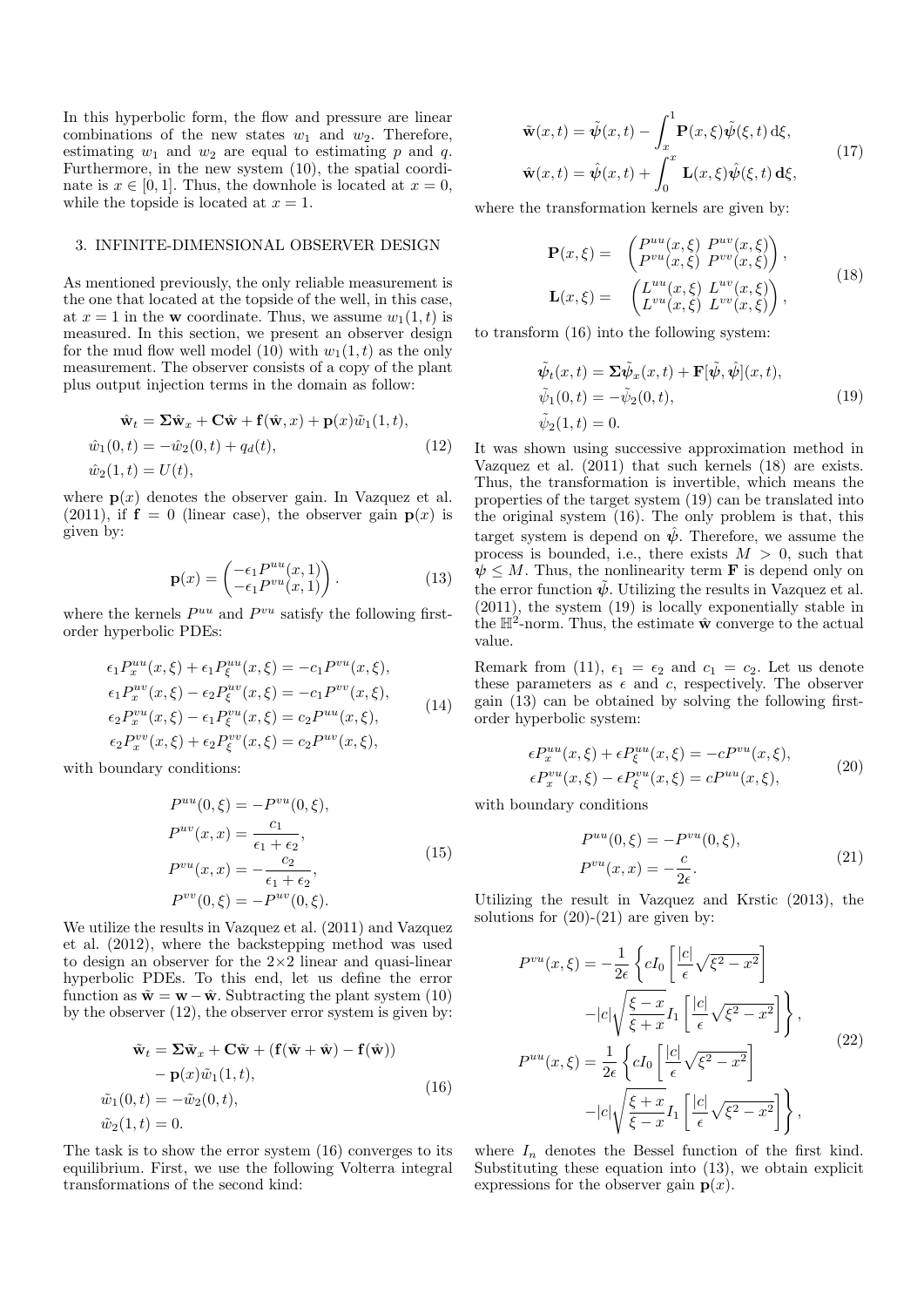In this hyperbolic form, the flow and pressure are linear combinations of the new states $w_1$ and $w_2$. Therefore, estimating $w_1$ and $w_2$ are equal to estimating $p$ and $q$. Furthermore, in the new system (10), the spatial coordinate is $x \in [0, 1]$. Thus, the downhole is located at $x = 0$, while the topside is located at $x = 1$.

## 3. INFINITE-DIMENSIONAL OBSERVER DESIGN

As mentioned previously, the only reliable measurement is the one that located at the topside of the well, in this case, at $x = 1$ in the $\mathbf{w}$ coordinate. Thus, we assume $w_1(1,t)$ is measured. In this section, we present an observer design for the mud flow well model (10) with $w_1(1,t)$ as the only measurement. The observer consists of a copy of the plant plus output injection terms in the domain as follow:

$$
\begin{aligned}
\hat{\mathbf{w}}_t &= \boldsymbol{\Sigma}\hat{\mathbf{w}}_x + \mathbf{C}\hat{\mathbf{w}} + \mathbf{f}(\hat{\mathbf{w}}, x) + \mathbf{p}(x)\tilde{w}_1(1,t), \\
\hat{w}_1(0,t) &= -\hat{w}_2(0,t) + q_d(t), \\
\hat{w}_2(1,t) &= U(t),
\end{aligned}
\tag{12}
$$

where $\mathbf{p}(x)$ denotes the observer gain. In Vazquez et al. (2011), if $\mathbf{f} = 0$ (linear case), the observer gain $\mathbf{p}(x)$ is given by:

$$
\mathbf{p}(x) = \begin{pmatrix} -\epsilon_1 P^{uu}(x,1) \\ -\epsilon_1 P^{vu}(x,1) \end{pmatrix}. \tag{13}
$$

where the kernels $P^{uu}$ and $P^{vu}$ satisfy the following first-order hyperbolic PDEs:

$$
\begin{aligned}
\epsilon_1 P^{uu}_x(x,\xi) + \epsilon_1 P^{uu}_\xi(x,\xi) &= -c_1 P^{vu}(x,\xi), \\
\epsilon_1 P^{uv}_x(x,\xi) - \epsilon_2 P^{uv}_\xi(x,\xi) &= -c_1 P^{vv}(x,\xi), \\
\epsilon_2 P^{vu}_x(x,\xi) - \epsilon_1 P^{vu}_\xi(x,\xi) &= c_2 P^{uu}(x,\xi), \\
\epsilon_2 P^{vv}_x(x,\xi) + \epsilon_2 P^{vv}_\xi(x,\xi) &= c_2 P^{uv}(x,\xi),
\end{aligned}
\tag{14}
$$

with boundary conditions:

$$
\begin{aligned}
P^{uu}(0,\xi) &= -P^{vu}(0,\xi), \\
P^{uv}(x,x) &= \frac{c_1}{\epsilon_1 + \epsilon_2}, \\
P^{vu}(x,x) &= -\frac{c_2}{\epsilon_1 + \epsilon_2}, \\
P^{vv}(0,\xi) &= -P^{uv}(0,\xi).
\end{aligned}
\tag{15}
$$

We utilize the results in Vazquez et al. (2011) and Vazquez et al. (2012), where the backstepping method was used to design an observer for the $2\times2$ linear and quasi-linear hyperbolic PDEs. To this end, let us define the error function as $\tilde{\mathbf{w}} = \mathbf{w} - \hat{\mathbf{w}}$. Subtracting the plant system (10) by the observer (12), the observer error system is given by:

$$
\begin{aligned}
\tilde{\mathbf{w}}_t &= \boldsymbol{\Sigma}\tilde{\mathbf{w}}_x + \mathbf{C}\tilde{\mathbf{w}} + (\mathbf{f}(\tilde{\mathbf{w}} + \hat{\mathbf{w}}) - \mathbf{f}(\hat{\mathbf{w}})) \\
&\quad - \mathbf{p}(x)\tilde{w}_1(1,t), \\
\tilde{w}_1(0,t) &= -\tilde{w}_2(0,t), \\
\tilde{w}_2(1,t) &= 0.
\end{aligned}
\tag{16}
$$

The task is to show the error system (16) converges to its equilibrium. First, we use the following Volterra integral transformations of the second kind:

$$
\begin{aligned}
\tilde{\mathbf{w}}(x,t) &= \tilde{\boldsymbol{\psi}}(x,t) - \int_x^1 \mathbf{P}(x,\xi)\tilde{\boldsymbol{\psi}}(\xi,t)\,\mathrm{d}\xi, \\
\hat{\mathbf{w}}(x,t) &= \hat{\boldsymbol{\psi}}(x,t) + \int_0^x \mathbf{L}(x,\xi)\hat{\boldsymbol{\psi}}(\xi,t)\,\mathbf{d}\xi,
\end{aligned}
\tag{17}
$$

where the transformation kernels are given by:

$$
\begin{aligned}
\mathbf{P}(x,\xi) &= \begin{pmatrix} P^{uu}(x,\xi) & P^{uv}(x,\xi) \\ P^{vu}(x,\xi) & P^{vv}(x,\xi) \end{pmatrix}, \\
\mathbf{L}(x,\xi) &= \begin{pmatrix} L^{uu}(x,\xi) & L^{uv}(x,\xi) \\ L^{vu}(x,\xi) & L^{vv}(x,\xi) \end{pmatrix},
\end{aligned}
\tag{18}
$$

to transform (16) into the following system:

$$
\begin{aligned}
\tilde{\boldsymbol{\psi}}_t(x,t) &= \boldsymbol{\Sigma}\tilde{\boldsymbol{\psi}}_x(x,t) + \mathbf{F}[\tilde{\boldsymbol{\psi}}, \hat{\boldsymbol{\psi}}](x,t), \\
\tilde{\psi}_1(0,t) &= -\tilde{\psi}_2(0,t), \\
\tilde{\psi}_2(1,t) &= 0.
\end{aligned}
\tag{19}
$$

It was shown using successive approximation method in Vazquez et al. (2011) that such kernels (18) are exists. Thus, the transformation is invertible, which means the properties of the target system (19) can be translated into the original system (16). The only problem is that, this target system is depend on $\hat{\boldsymbol{\psi}}$. Therefore, we assume the process is bounded, i.e., there exists $M > 0$, such that $\boldsymbol{\psi} \leq M$. Thus, the nonlinearity term $\mathbf{F}$ is depend only on the error function $\tilde{\boldsymbol{\psi}}$. Utilizing the results in Vazquez et al. (2011), the system (19) is locally exponentially stable in the $\mathbb{H}^2$-norm. Thus, the estimate $\hat{\mathbf{w}}$ converge to the actual value.

Remark from (11), $\epsilon_1 = \epsilon_2$ and $c_1 = c_2$. Let us denote these parameters as $\epsilon$ and $c$, respectively. The observer gain (13) can be obtained by solving the following first-order hyperbolic system:

$$
\begin{aligned}
\epsilon P^{uu}_x(x,\xi) + \epsilon P^{uu}_\xi(x,\xi) &= -cP^{vu}(x,\xi), \\
\epsilon P^{vu}_x(x,\xi) - \epsilon P^{vu}_\xi(x,\xi) &= cP^{uu}(x,\xi),
\end{aligned}
\tag{20}
$$

with boundary conditions

$$
\begin{aligned}
P^{uu}(0,\xi) &= -P^{vu}(0,\xi), \\
P^{vu}(x,x) &= -\frac{c}{2\epsilon}.
\end{aligned}
\tag{21}
$$

Utilizing the result in Vazquez and Krstic (2013), the solutions for (20)-(21) are given by:

$$
\begin{aligned}
P^{vu}(x,\xi) &= -\frac{1}{2\epsilon}\left\{ cI_0\left[\frac{|c|}{\epsilon}\sqrt{\xi^2 - x^2}\right] \right. \\
&\quad \left. -|c|\sqrt{\frac{\xi - x}{\xi + x}} I_1\left[\frac{|c|}{\epsilon}\sqrt{\xi^2 - x^2}\right] \right\}, \\
P^{uu}(x,\xi) &= \frac{1}{2\epsilon}\left\{ cI_0\left[\frac{|c|}{\epsilon}\sqrt{\xi^2 - x^2}\right] \right. \\
&\quad \left. -|c|\sqrt{\frac{\xi + x}{\xi - x}} I_1\left[\frac{|c|}{\epsilon}\sqrt{\xi^2 - x^2}\right] \right\},
\end{aligned}
\tag{22}
$$

where $I_n$ denotes the Bessel function of the first kind. Substituting these equation into (13), we obtain explicit expressions for the observer gain $\mathbf{p}(x)$.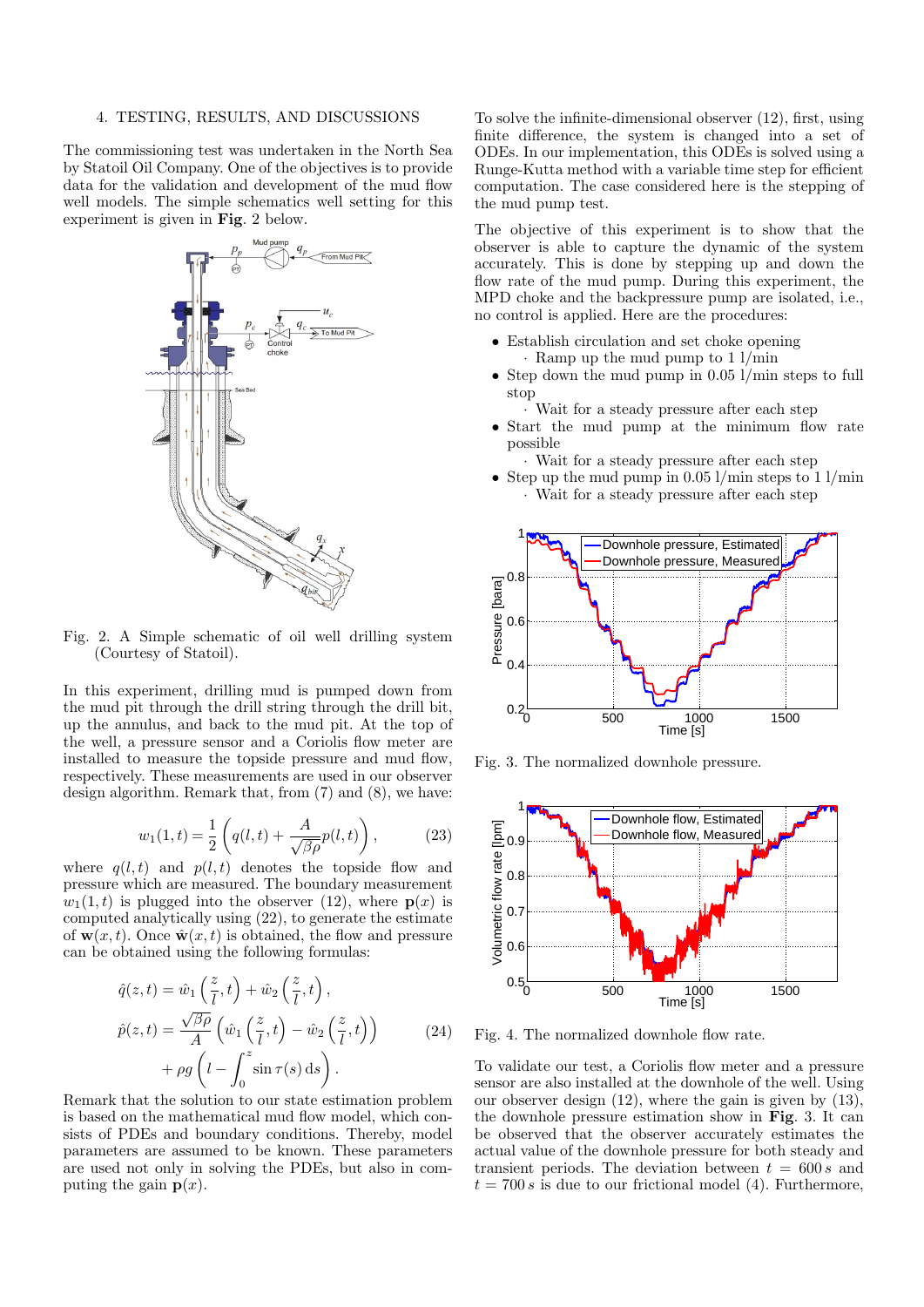## 4. TESTING, RESULTS, AND DISCUSSIONS

The commissioning test was undertaken in the North Sea by Statoil Oil Company. One of the objectives is to provide data for the validation and development of the mud flow well models. The simple schematics well setting for this experiment is given in **Fig**. 2 below.

Mud pump
$p_p$
$q_p$
From Mud Pit
$p_c$
$u_c$
$q_c$
To Mud Pit
Control choke
Sea Bed
$q_x$
$x$
$q_{bit}$

Fig. 2. A Simple schematic of oil well drilling system (Courtesy of Statoil).

In this experiment, drilling mud is pumped down from the mud pit through the drill string through the drill bit, up the annulus, and back to the mud pit. At the top of the well, a pressure sensor and a Coriolis flow meter are installed to measure the topside pressure and mud flow, respectively. These measurements are used in our observer design algorithm. Remark that, from (7) and (8), we have:

$$w_1(1,t) = \frac{1}{2}\left(q(l,t) + \frac{A}{\sqrt{\beta\rho}}p(l,t)\right), \tag{23}$$

where $q(l,t)$ and $p(l,t)$ denotes the topside flow and pressure which are measured. The boundary measurement $w_1(1,t)$ is plugged into the observer (12), where $\mathbf{p}(x)$ is computed analytically using (22), to generate the estimate of $\mathbf{w}(x,t)$. Once $\hat{\mathbf{w}}(x,t)$ is obtained, the flow and pressure can be obtained using the following formulas:

$$\begin{aligned}
\hat{q}(z,t) &= \hat{w}_1\left(\frac{z}{l},t\right) + \hat{w}_2\left(\frac{z}{l},t\right), \\
\hat{p}(z,t) &= \frac{\sqrt{\beta\rho}}{A}\left(\hat{w}_1\left(\frac{z}{l},t\right) - \hat{w}_2\left(\frac{z}{l},t\right)\right) \\
&\quad + \rho g\left(l - \int_0^z \sin\tau(s)\,\mathrm{d}s\right).
\end{aligned} \tag{24}$$

Remark that the solution to our state estimation problem is based on the mathematical mud flow model, which consists of PDEs and boundary conditions. Thereby, model parameters are assumed to be known. These parameters are used not only in solving the PDEs, but also in computing the gain $\mathbf{p}(x)$.

To solve the infinite-dimensional observer (12), first, using finite difference, the system is changed into a set of ODEs. In our implementation, this ODEs is solved using a Runge-Kutta method with a variable time step for efficient computation. The case considered here is the stepping of the mud pump test.

The objective of this experiment is to show that the observer is able to capture the dynamic of the system accurately. This is done by stepping up and down the flow rate of the mud pump. During this experiment, the MPD choke and the backpressure pump are isolated, i.e., no control is applied. Here are the procedures:

- Establish circulation and set choke opening
  - Ramp up the mud pump to 1 l/min
- Step down the mud pump in 0.05 l/min steps to full stop
  - Wait for a steady pressure after each step
- Start the mud pump at the minimum flow rate possible
  - Wait for a steady pressure after each step
- Step up the mud pump in 0.05 l/min steps to 1 l/min
  - Wait for a steady pressure after each step

Downhole pressure, Estimated
Downhole pressure, Measured
Pressure [bara]
Time [s]
1
0.8
0.6
0.4
0.2
0
500
1000
1500

Fig. 3. The normalized downhole pressure.

Downhole flow, Estimated
Downhole flow, Measured
Volumetric flow rate [lpm]
Time [s]
1
0.9
0.8
0.7
0.6
0.5
0
500
1000
1500

Fig. 4. The normalized downhole flow rate.

To validate our test, a Coriolis flow meter and a pressure sensor are also installed at the downhole of the well. Using our observer design (12), where the gain is given by (13), the downhole pressure estimation show in **Fig**. 3. It can be observed that the observer accurately estimates the actual value of the downhole pressure for both steady and transient periods. The deviation between $t = 600\,s$ and $t = 700\,s$ is due to our frictional model (4). Furthermore,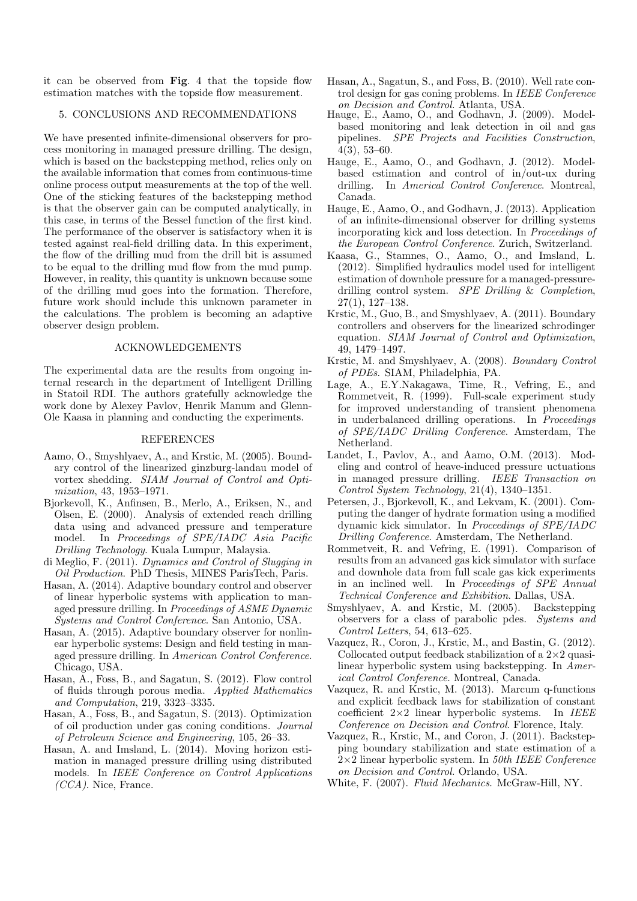it can be observed from **Fig**. 4 that the topside flow estimation matches with the topside flow measurement.

## 5. CONCLUSIONS AND RECOMMENDATIONS

We have presented infinite-dimensional observers for process monitoring in managed pressure drilling. The design, which is based on the backstepping method, relies only on the available information that comes from continuous-time online process output measurements at the top of the well. One of the sticking features of the backstepping method is that the observer gain can be computed analytically, in this case, in terms of the Bessel function of the first kind. The performance of the observer is satisfactory when it is tested against real-field drilling data. In this experiment, the flow of the drilling mud from the drill bit is assumed to be equal to the drilling mud flow from the mud pump. However, in reality, this quantity is unknown because some of the drilling mud goes into the formation. Therefore, future work should include this unknown parameter in the calculations. The problem is becoming an adaptive observer design problem.

## ACKNOWLEDGEMENTS

The experimental data are the results from ongoing internal research in the department of Intelligent Drilling in Statoil RDI. The authors gratefully acknowledge the work done by Alexey Pavlov, Henrik Manum and Glenn-Ole Kaasa in planning and conducting the experiments.

## REFERENCES

Aamo, O., Smyshlyaev, A., and Krstic, M. (2005). Boundary control of the linearized ginzburg-landau model of vortex shedding. *SIAM Journal of Control and Optimization*, 43, 1953–1971.

Bjorkevoll, K., Anfinsen, B., Merlo, A., Eriksen, N., and Olsen, E. (2000). Analysis of extended reach drilling data using and advanced pressure and temperature model. In *Proceedings of SPE/IADC Asia Pacific Drilling Technology*. Kuala Lumpur, Malaysia.

di Meglio, F. (2011). *Dynamics and Control of Slugging in Oil Production*. PhD Thesis, MINES ParisTech, Paris.

Hasan, A. (2014). Adaptive boundary control and observer of linear hyperbolic systems with application to managed pressure drilling. In *Proceedings of ASME Dynamic Systems and Control Conference*. San Antonio, USA.

Hasan, A. (2015). Adaptive boundary observer for nonlinear hyperbolic systems: Design and field testing in managed pressure drilling. In *American Control Conference*. Chicago, USA.

Hasan, A., Foss, B., and Sagatun, S. (2012). Flow control of fluids through porous media. *Applied Mathematics and Computation*, 219, 3323–3335.

Hasan, A., Foss, B., and Sagatun, S. (2013). Optimization of oil production under gas coning conditions. *Journal of Petroleum Science and Engineering*, 105, 26–33.

Hasan, A. and Imsland, L. (2014). Moving horizon estimation in managed pressure drilling using distributed models. In *IEEE Conference on Control Applications (CCA)*. Nice, France.

Hasan, A., Sagatun, S., and Foss, B. (2010). Well rate control design for gas coning problems. In *IEEE Conference on Decision and Control*. Atlanta, USA.

Hauge, E., Aamo, O., and Godhavn, J. (2009). Model-based monitoring and leak detection in oil and gas pipelines. *SPE Projects and Facilities Construction*, 4(3), 53–60.

Hauge, E., Aamo, O., and Godhavn, J. (2012). Model-based estimation and control of in/out-ux during drilling. In *Americal Control Conference*. Montreal, Canada.

Hauge, E., Aamo, O., and Godhavn, J. (2013). Application of an infinite-dimensional observer for drilling systems incorporating kick and loss detection. In *Proceedings of the European Control Conference*. Zurich, Switzerland.

Kaasa, G., Stamnes, O., Aamo, O., and Imsland, L. (2012). Simplified hydraulics model used for intelligent estimation of downhole pressure for a managed-pressure-drilling control system. *SPE Drilling & Completion*, 27(1), 127–138.

Krstic, M., Guo, B., and Smyshlyaev, A. (2011). Boundary controllers and observers for the linearized schrodinger equation. *SIAM Journal of Control and Optimization*, 49, 1479–1497.

Krstic, M. and Smyshlyaev, A. (2008). *Boundary Control of PDEs*. SIAM, Philadelphia, PA.

Lage, A., E.Y.Nakagawa, Time, R., Vefring, E., and Rommetveit, R. (1999). Full-scale experiment study for improved understanding of transient phenomena in underbalanced drilling operations. In *Proceedings of SPE/IADC Drilling Conference*. Amsterdam, The Netherland.

Landet, I., Pavlov, A., and Aamo, O.M. (2013). Modeling and control of heave-induced pressure uctuations in managed pressure drilling. *IEEE Transaction on Control System Technology*, 21(4), 1340–1351.

Petersen, J., Bjorkevoll, K., and Lekvam, K. (2001). Computing the danger of hydrate formation using a modified dynamic kick simulator. In *Proceedings of SPE/IADC Drilling Conference*. Amsterdam, The Netherland.

Rommetveit, R. and Vefring, E. (1991). Comparison of results from an advanced gas kick simulator with surface and downhole data from full scale gas kick experiments in an inclined well. In *Proceedings of SPE Annual Technical Conference and Exhibition*. Dallas, USA.

Smyshlyaev, A. and Krstic, M. (2005). Backstepping observers for a class of parabolic pdes. *Systems and Control Letters*, 54, 613–625.

Vazquez, R., Coron, J., Krstic, M., and Bastin, G. (2012). Collocated output feedback stabilization of a 2×2 quasilinear hyperbolic system using backstepping. In *Americal Control Conference*. Montreal, Canada.

Vazquez, R. and Krstic, M. (2013). Marcum q-functions and explicit feedback laws for stabilization of constant coefficient 2×2 linear hyperbolic systems. In *IEEE Conference on Decision and Control*. Florence, Italy.

Vazquez, R., Krstic, M., and Coron, J. (2011). Backstepping boundary stabilization and state estimation of a 2×2 linear hyperbolic system. In *50th IEEE Conference on Decision and Control*. Orlando, USA.

White, F. (2007). *Fluid Mechanics*. McGraw-Hill, NY.